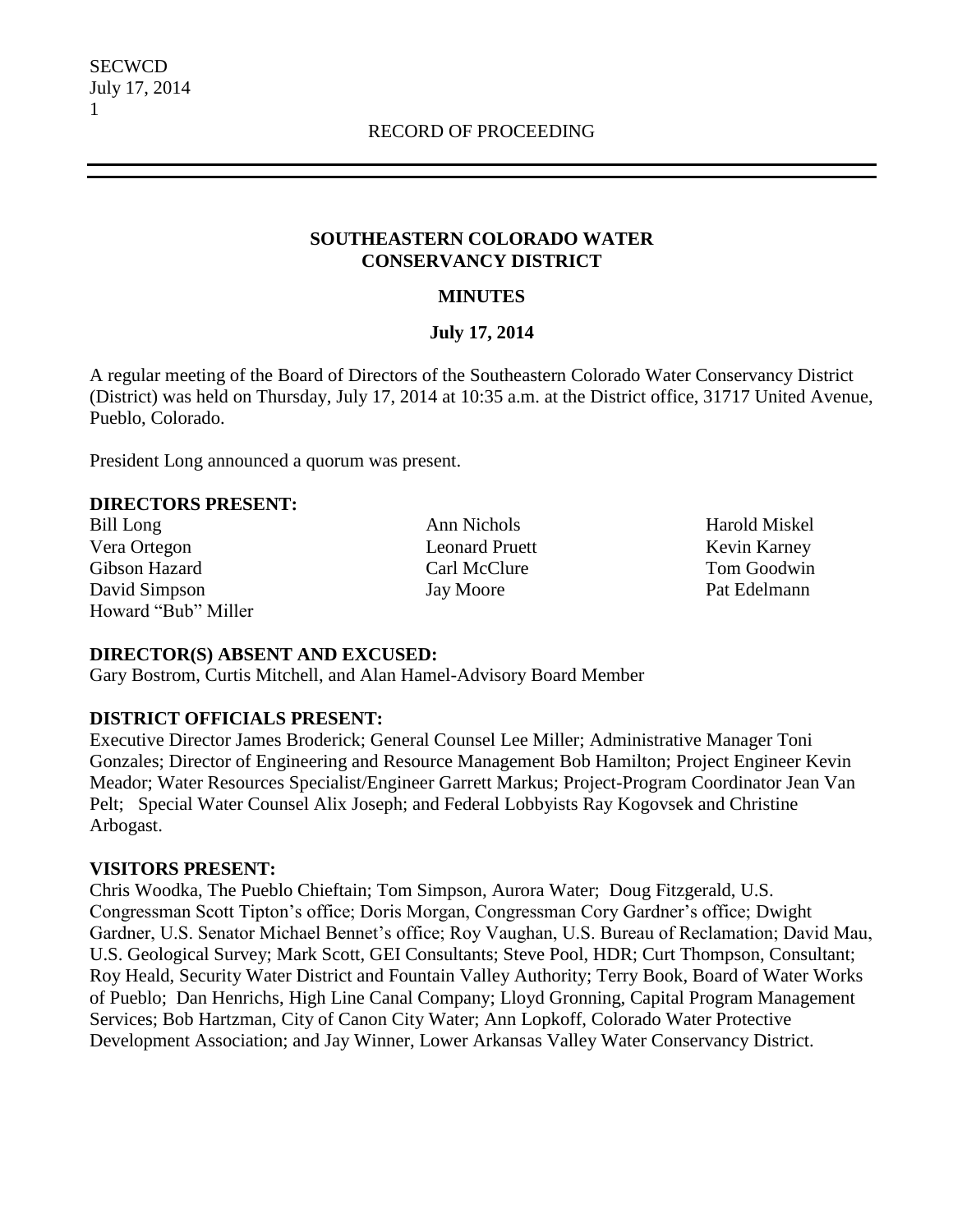RECORD OF PROCEEDING

## SOUTHEASTERN COLORADO WATER CONSERVANCY DISTRICT

### MINUTES

### July 17, 2014

A regular meeting of the Board of Directors of the Southeastern Colorado Water Conservancy District (District) was held on Thursday, July 17, 2014 at 10:35 a.m. at the District office, 31717 United Avenue, Pueblo, Colorado.

President Long announced a quorum was present.

**DIRECTORS PRESENT:**

Bill Long
Vera Ortegon
Gibson Hazard
David Simpson
Howard "Bub" Miller
Ann Nichols
Leonard Pruett
Carl McClure
Jay Moore
Harold Miskel
Kevin Karney
Tom Goodwin
Pat Edelmann

**DIRECTOR(S) ABSENT AND EXCUSED:**

Gary Bostrom, Curtis Mitchell, and Alan Hamel-Advisory Board Member

**DISTRICT OFFICIALS PRESENT:**

Executive Director James Broderick; General Counsel Lee Miller; Administrative Manager Toni Gonzales; Director of Engineering and Resource Management Bob Hamilton; Project Engineer Kevin Meador; Water Resources Specialist/Engineer Garrett Markus; Project-Program Coordinator Jean Van Pelt; Special Water Counsel Alix Joseph; and Federal Lobbyists Ray Kogovsek and Christine Arbogast.

**VISITORS PRESENT:**

Chris Woodka, The Pueblo Chieftain; Tom Simpson, Aurora Water; Doug Fitzgerald, U.S. Congressman Scott Tipton's office; Doris Morgan, Congressman Cory Gardner's office; Dwight Gardner, U.S. Senator Michael Bennet's office; Roy Vaughan, U.S. Bureau of Reclamation; David Mau, U.S. Geological Survey; Mark Scott, GEI Consultants; Steve Pool, HDR; Curt Thompson, Consultant; Roy Heald, Security Water District and Fountain Valley Authority; Terry Book, Board of Water Works of Pueblo; Dan Henrichs, High Line Canal Company; Lloyd Gronning, Capital Program Management Services; Bob Hartzman, City of Canon City Water; Ann Lopkoff, Colorado Water Protective Development Association; and Jay Winner, Lower Arkansas Valley Water Conservancy District.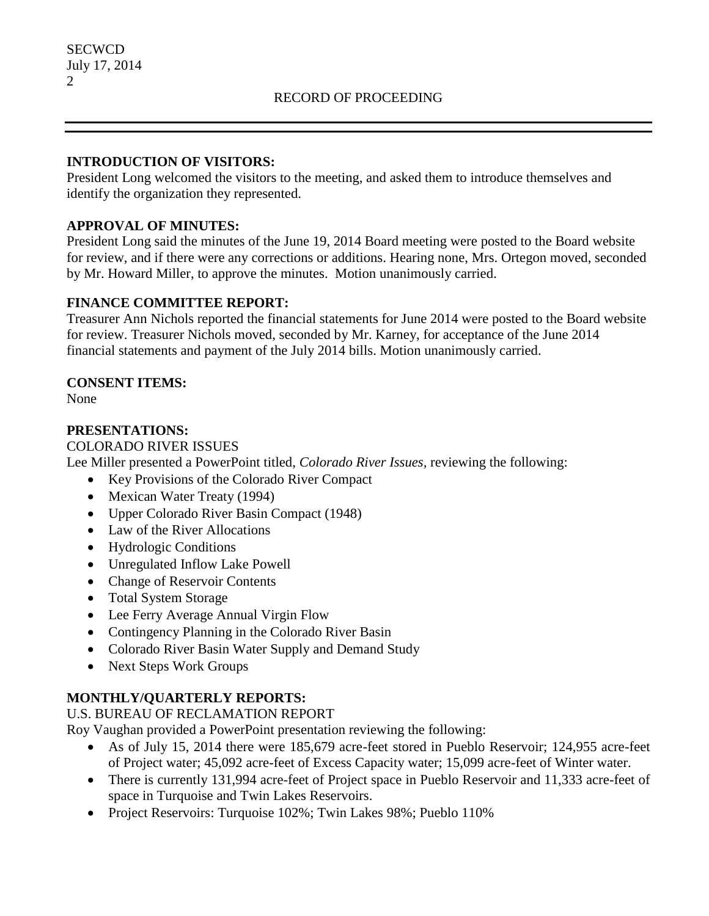RECORD OF PROCEEDING

**INTRODUCTION OF VISITORS:**
President Long welcomed the visitors to the meeting, and asked them to introduce themselves and identify the organization they represented.

**APPROVAL OF MINUTES:**
President Long said the minutes of the June 19, 2014 Board meeting were posted to the Board website for review, and if there were any corrections or additions. Hearing none, Mrs. Ortegon moved, seconded by Mr. Howard Miller, to approve the minutes. Motion unanimously carried.

**FINANCE COMMITTEE REPORT:**
Treasurer Ann Nichols reported the financial statements for June 2014 were posted to the Board website for review. Treasurer Nichols moved, seconded by Mr. Karney, for acceptance of the June 2014 financial statements and payment of the July 2014 bills. Motion unanimously carried.

**CONSENT ITEMS:**
None

**PRESENTATIONS:**
COLORADO RIVER ISSUES
Lee Miller presented a PowerPoint titled, *Colorado River Issues*, reviewing the following:

- Key Provisions of the Colorado River Compact
- Mexican Water Treaty (1994)
- Upper Colorado River Basin Compact (1948)
- Law of the River Allocations
- Hydrologic Conditions
- Unregulated Inflow Lake Powell
- Change of Reservoir Contents
- Total System Storage
- Lee Ferry Average Annual Virgin Flow
- Contingency Planning in the Colorado River Basin
- Colorado River Basin Water Supply and Demand Study
- Next Steps Work Groups

**MONTHLY/QUARTERLY REPORTS:**
U.S. BUREAU OF RECLAMATION REPORT
Roy Vaughan provided a PowerPoint presentation reviewing the following:

- As of July 15, 2014 there were 185,679 acre-feet stored in Pueblo Reservoir; 124,955 acre-feet of Project water; 45,092 acre-feet of Excess Capacity water; 15,099 acre-feet of Winter water.
- There is currently 131,994 acre-feet of Project space in Pueblo Reservoir and 11,333 acre-feet of space in Turquoise and Twin Lakes Reservoirs.
- Project Reservoirs: Turquoise 102%; Twin Lakes 98%; Pueblo 110%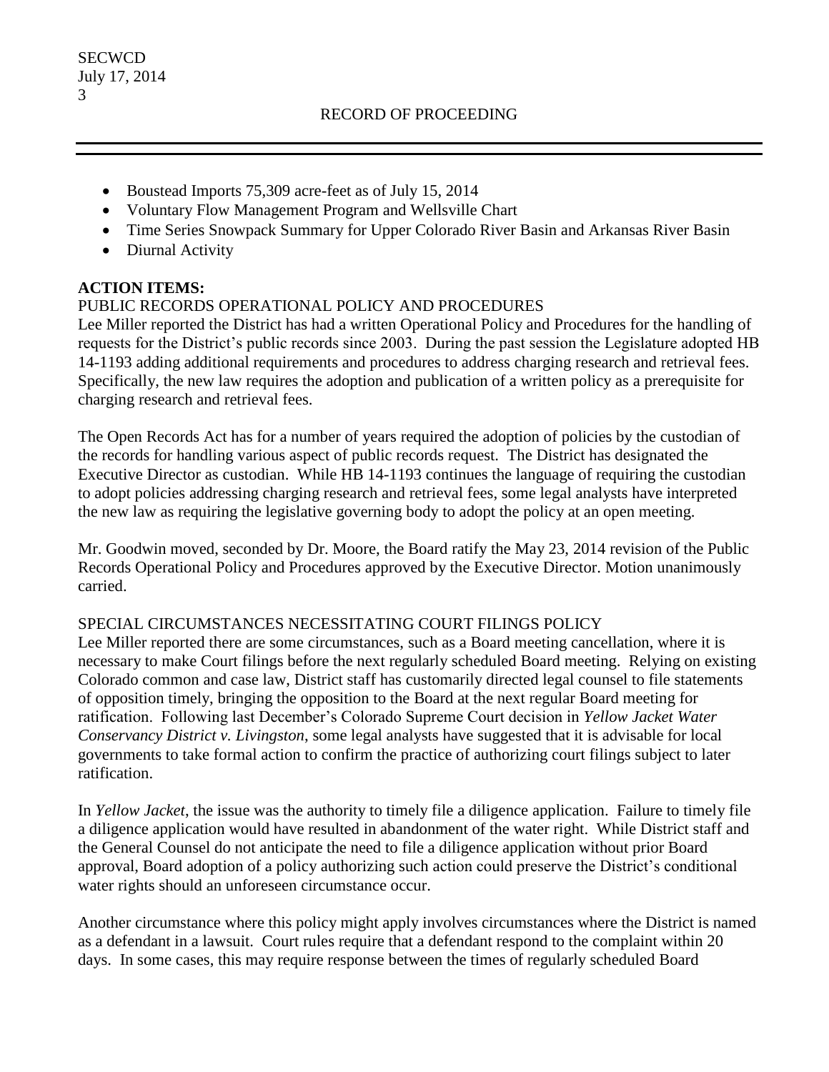- Boustead Imports 75,309 acre-feet as of July 15, 2014
- Voluntary Flow Management Program and Wellsville Chart
- Time Series Snowpack Summary for Upper Colorado River Basin and Arkansas River Basin
- Diurnal Activity

**ACTION ITEMS:**

PUBLIC RECORDS OPERATIONAL POLICY AND PROCEDURES

Lee Miller reported the District has had a written Operational Policy and Procedures for the handling of requests for the District's public records since 2003. During the past session the Legislature adopted HB 14-1193 adding additional requirements and procedures to address charging research and retrieval fees. Specifically, the new law requires the adoption and publication of a written policy as a prerequisite for charging research and retrieval fees.

The Open Records Act has for a number of years required the adoption of policies by the custodian of the records for handling various aspect of public records request. The District has designated the Executive Director as custodian. While HB 14-1193 continues the language of requiring the custodian to adopt policies addressing charging research and retrieval fees, some legal analysts have interpreted the new law as requiring the legislative governing body to adopt the policy at an open meeting.

Mr. Goodwin moved, seconded by Dr. Moore, the Board ratify the May 23, 2014 revision of the Public Records Operational Policy and Procedures approved by the Executive Director. Motion unanimously carried.

SPECIAL CIRCUMSTANCES NECESSITATING COURT FILINGS POLICY

Lee Miller reported there are some circumstances, such as a Board meeting cancellation, where it is necessary to make Court filings before the next regularly scheduled Board meeting. Relying on existing Colorado common and case law, District staff has customarily directed legal counsel to file statements of opposition timely, bringing the opposition to the Board at the next regular Board meeting for ratification. Following last December's Colorado Supreme Court decision in *Yellow Jacket Water Conservancy District v. Livingston*, some legal analysts have suggested that it is advisable for local governments to take formal action to confirm the practice of authorizing court filings subject to later ratification.

In *Yellow Jacket*, the issue was the authority to timely file a diligence application. Failure to timely file a diligence application would have resulted in abandonment of the water right. While District staff and the General Counsel do not anticipate the need to file a diligence application without prior Board approval, Board adoption of a policy authorizing such action could preserve the District's conditional water rights should an unforeseen circumstance occur.

Another circumstance where this policy might apply involves circumstances where the District is named as a defendant in a lawsuit. Court rules require that a defendant respond to the complaint within 20 days. In some cases, this may require response between the times of regularly scheduled Board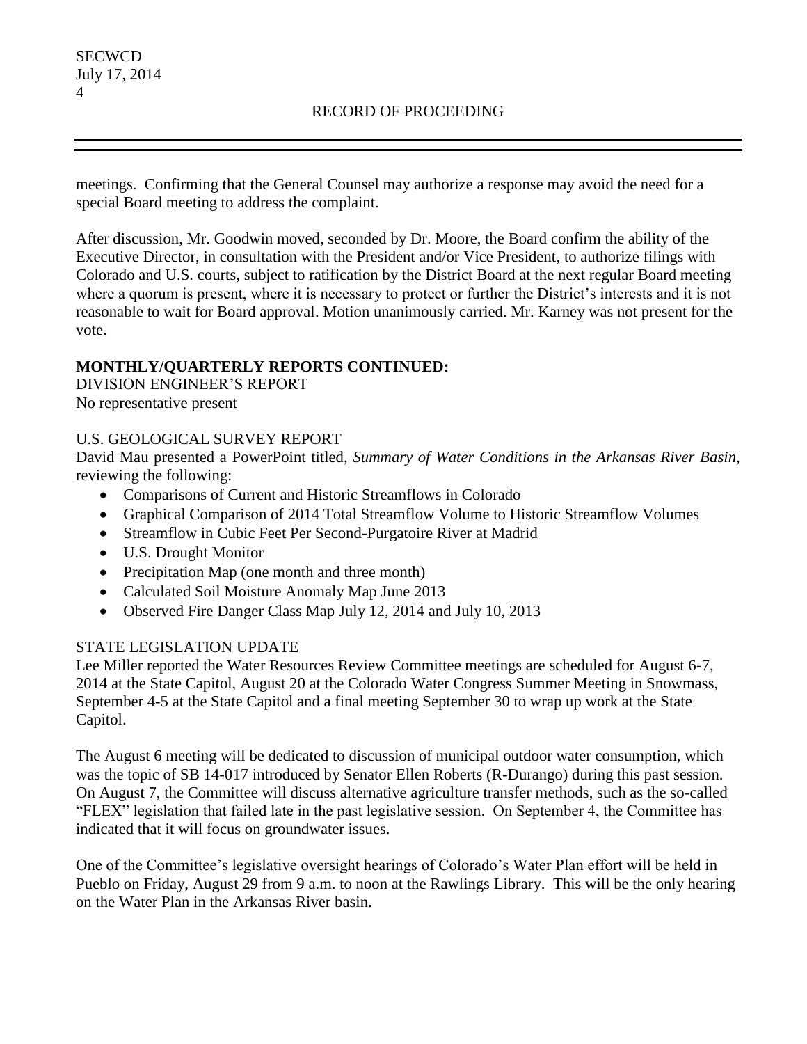meetings. Confirming that the General Counsel may authorize a response may avoid the need for a special Board meeting to address the complaint.

After discussion, Mr. Goodwin moved, seconded by Dr. Moore, the Board confirm the ability of the Executive Director, in consultation with the President and/or Vice President, to authorize filings with Colorado and U.S. courts, subject to ratification by the District Board at the next regular Board meeting where a quorum is present, where it is necessary to protect or further the District's interests and it is not reasonable to wait for Board approval. Motion unanimously carried. Mr. Karney was not present for the vote.

**MONTHLY/QUARTERLY REPORTS CONTINUED:**

DIVISION ENGINEER'S REPORT

No representative present

U.S. GEOLOGICAL SURVEY REPORT

David Mau presented a PowerPoint titled, *Summary of Water Conditions in the Arkansas River Basin,* reviewing the following:

- Comparisons of Current and Historic Streamflows in Colorado
- Graphical Comparison of 2014 Total Streamflow Volume to Historic Streamflow Volumes
- Streamflow in Cubic Feet Per Second-Purgatoire River at Madrid
- U.S. Drought Monitor
- Precipitation Map (one month and three month)
- Calculated Soil Moisture Anomaly Map June 2013
- Observed Fire Danger Class Map July 12, 2014 and July 10, 2013

STATE LEGISLATION UPDATE

Lee Miller reported the Water Resources Review Committee meetings are scheduled for August 6-7, 2014 at the State Capitol, August 20 at the Colorado Water Congress Summer Meeting in Snowmass, September 4-5 at the State Capitol and a final meeting September 30 to wrap up work at the State Capitol.

The August 6 meeting will be dedicated to discussion of municipal outdoor water consumption, which was the topic of SB 14-017 introduced by Senator Ellen Roberts (R-Durango) during this past session. On August 7, the Committee will discuss alternative agriculture transfer methods, such as the so-called "FLEX" legislation that failed late in the past legislative session. On September 4, the Committee has indicated that it will focus on groundwater issues.

One of the Committee's legislative oversight hearings of Colorado's Water Plan effort will be held in Pueblo on Friday, August 29 from 9 a.m. to noon at the Rawlings Library. This will be the only hearing on the Water Plan in the Arkansas River basin.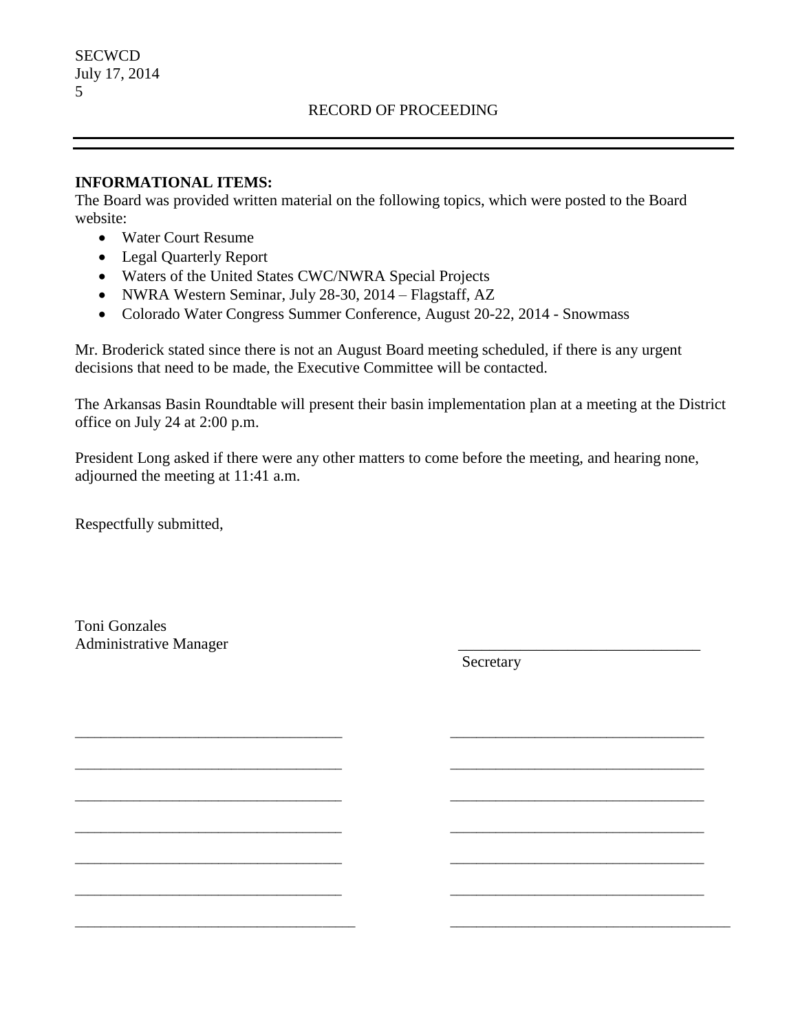**INFORMATIONAL ITEMS:**

The Board was provided written material on the following topics, which were posted to the Board website:

- Water Court Resume
- Legal Quarterly Report
- Waters of the United States CWC/NWRA Special Projects
- NWRA Western Seminar, July 28-30, 2014 – Flagstaff, AZ
- Colorado Water Congress Summer Conference, August 20-22, 2014 - Snowmass

Mr. Broderick stated since there is not an August Board meeting scheduled, if there is any urgent decisions that need to be made, the Executive Committee will be contacted.

The Arkansas Basin Roundtable will present their basin implementation plan at a meeting at the District office on July 24 at 2:00 p.m.

President Long asked if there were any other matters to come before the meeting, and hearing none, adjourned the meeting at 11:41 a.m.

Respectfully submitted,

Toni Gonzales
Administrative Manager

_______________________________
Secretary

___________________________________ ___________________________________

___________________________________ ___________________________________

___________________________________ ___________________________________

___________________________________ ___________________________________

___________________________________ ___________________________________

___________________________________ ___________________________________

___________________________________ ___________________________________